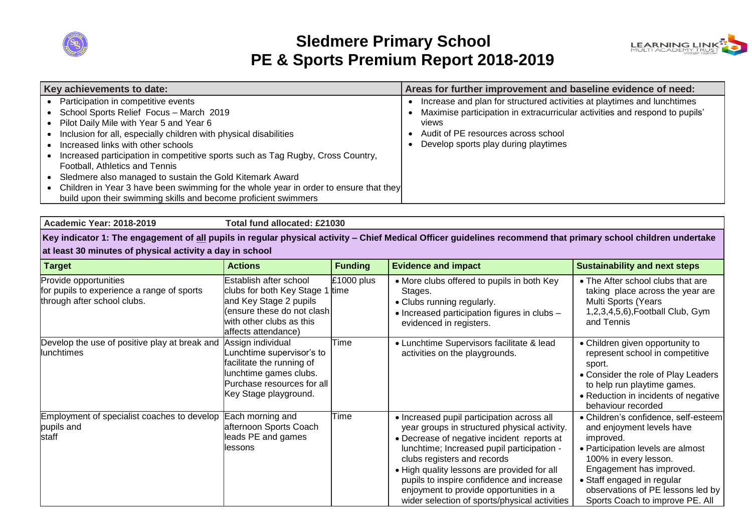# Sledmere Primary School
# PE & Sports Premium Report 2018-2019

| Key achievements to date: | Areas for further improvement and baseline evidence of need: |
|---|---|
| • Participation in competitive events<br>• School Sports Relief Focus – March 2019<br>• Pilot Daily Mile with Year 5 and Year 6<br>• Inclusion for all, especially children with physical disabilities<br>• Increased links with other schools<br>• Increased participation in competitive sports such as Tag Rugby, Cross Country, Football, Athletics and Tennis<br>• Sledmere also managed to sustain the Gold Kitemark Award<br>• Children in Year 3 have been swimming for the whole year in order to ensure that they build upon their swimming skills and become proficient swimmers | • Increase and plan for structured activities at playtimes and lunchtimes<br>• Maximise participation in extracurricular activities and respond to pupils' views<br>• Audit of PE resources across school<br>• Develop sports play during playtimes |

**Academic Year: 2018-2019** **Total fund allocated: £21030**

**Key indicator 1: The engagement of <u>all</u> pupils in regular physical activity – Chief Medical Officer guidelines recommend that primary school children undertake at least 30 minutes of physical activity a day in school**

| Target | Actions | Funding | Evidence and impact | Sustainability and next steps |
|---|---|---|---|---|
| Provide opportunities for pupils to experience a range of sports through after school clubs. | Establish after school clubs for both Key Stage 1 and Key Stage 2 pupils (ensure these do not clash with other clubs as this affects attendance) | £1000 plus time | • More clubs offered to pupils in both Key Stages.<br>• Clubs running regularly.<br>• Increased participation figures in clubs – evidenced in registers. | • The After school clubs that are taking place across the year are Multi Sports (Years 1,2,3,4,5,6),Football Club, Gym and Tennis |
| Develop the use of positive play at break and lunchtimes | Assign individual Lunchtime supervisor's to facilitate the running of lunchtime games clubs. Purchase resources for all Key Stage playground. | Time | • Lunchtime Supervisors facilitate & lead activities on the playgrounds. | • Children given opportunity to represent school in competitive sport.<br>• Consider the role of Play Leaders to help run playtime games.<br>• Reduction in incidents of negative behaviour recorded |
| Employment of specialist coaches to develop pupils and staff | Each morning and afternoon Sports Coach leads PE and games lessons | Time | • Increased pupil participation across all year groups in structured physical activity.<br>• Decrease of negative incident reports at lunchtime; Increased pupil participation - clubs registers and records<br>• High quality lessons are provided for all pupils to inspire confidence and increase enjoyment to provide opportunities in a wider selection of sports/physical activities | • Children's confidence, self-esteem and enjoyment levels have improved.<br>• Participation levels are almost 100% in every lesson. Engagement has improved.<br>• Staff engaged in regular observations of PE lessons led by Sports Coach to improve PE. All |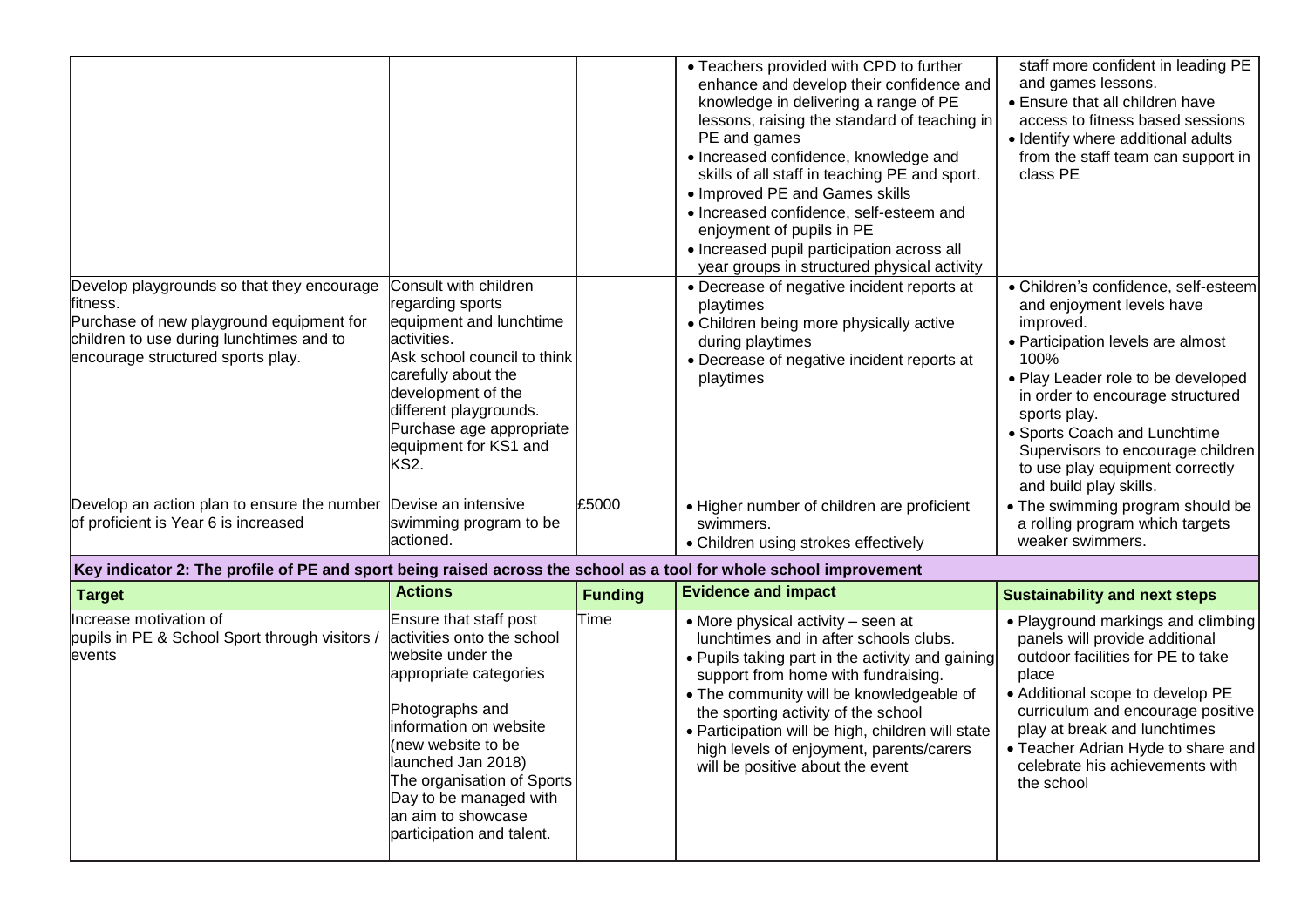| | | | | |
|---|---|---|---|---|
| | | | • Teachers provided with CPD to further enhance and develop their confidence and knowledge in delivering a range of PE lessons, raising the standard of teaching in PE and games<br>• Increased confidence, knowledge and skills of all staff in teaching PE and sport.<br>• Improved PE and Games skills<br>• Increased confidence, self-esteem and enjoyment of pupils in PE<br>• Increased pupil participation across all year groups in structured physical activity | staff more confident in leading PE and games lessons.<br>• Ensure that all children have access to fitness based sessions<br>• Identify where additional adults from the staff team can support in class PE |
| Develop playgrounds so that they encourage fitness.<br>Purchase of new playground equipment for children to use during lunchtimes and to encourage structured sports play. | Consult with children regarding sports equipment and lunchtime activities.<br>Ask school council to think carefully about the development of the different playgrounds.<br>Purchase age appropriate equipment for KS1 and KS2. | | • Decrease of negative incident reports at playtimes<br>• Children being more physically active during playtimes<br>• Decrease of negative incident reports at playtimes | • Children's confidence, self-esteem and enjoyment levels have improved.<br>• Participation levels are almost 100%<br>• Play Leader role to be developed in order to encourage structured sports play.<br>• Sports Coach and Lunchtime Supervisors to encourage children to use play equipment correctly and build play skills. |
| Develop an action plan to ensure the number of proficient is Year 6 is increased | Devise an intensive swimming program to be actioned. | £5000 | • Higher number of children are proficient swimmers.<br>• Children using strokes effectively | • The swimming program should be a rolling program which targets weaker swimmers. |

**Key indicator 2: The profile of PE and sport being raised across the school as a tool for whole school improvement**

| Target | Actions | Funding | Evidence and impact | Sustainability and next steps |
|---|---|---|---|---|
| Increase motivation of pupils in PE & School Sport through visitors / events | Ensure that staff post activities onto the school website under the appropriate categories<br><br>Photographs and information on website (new website to be launched Jan 2018)<br>The organisation of Sports Day to be managed with an aim to showcase participation and talent. | Time | • More physical activity – seen at lunchtimes and in after schools clubs.<br>• Pupils taking part in the activity and gaining support from home with fundraising.<br>• The community will be knowledgeable of the sporting activity of the school<br>• Participation will be high, children will state high levels of enjoyment, parents/carers will be positive about the event | • Playground markings and climbing panels will provide additional outdoor facilities for PE to take place<br>• Additional scope to develop PE curriculum and encourage positive play at break and lunchtimes<br>• Teacher Adrian Hyde to share and celebrate his achievements with the school |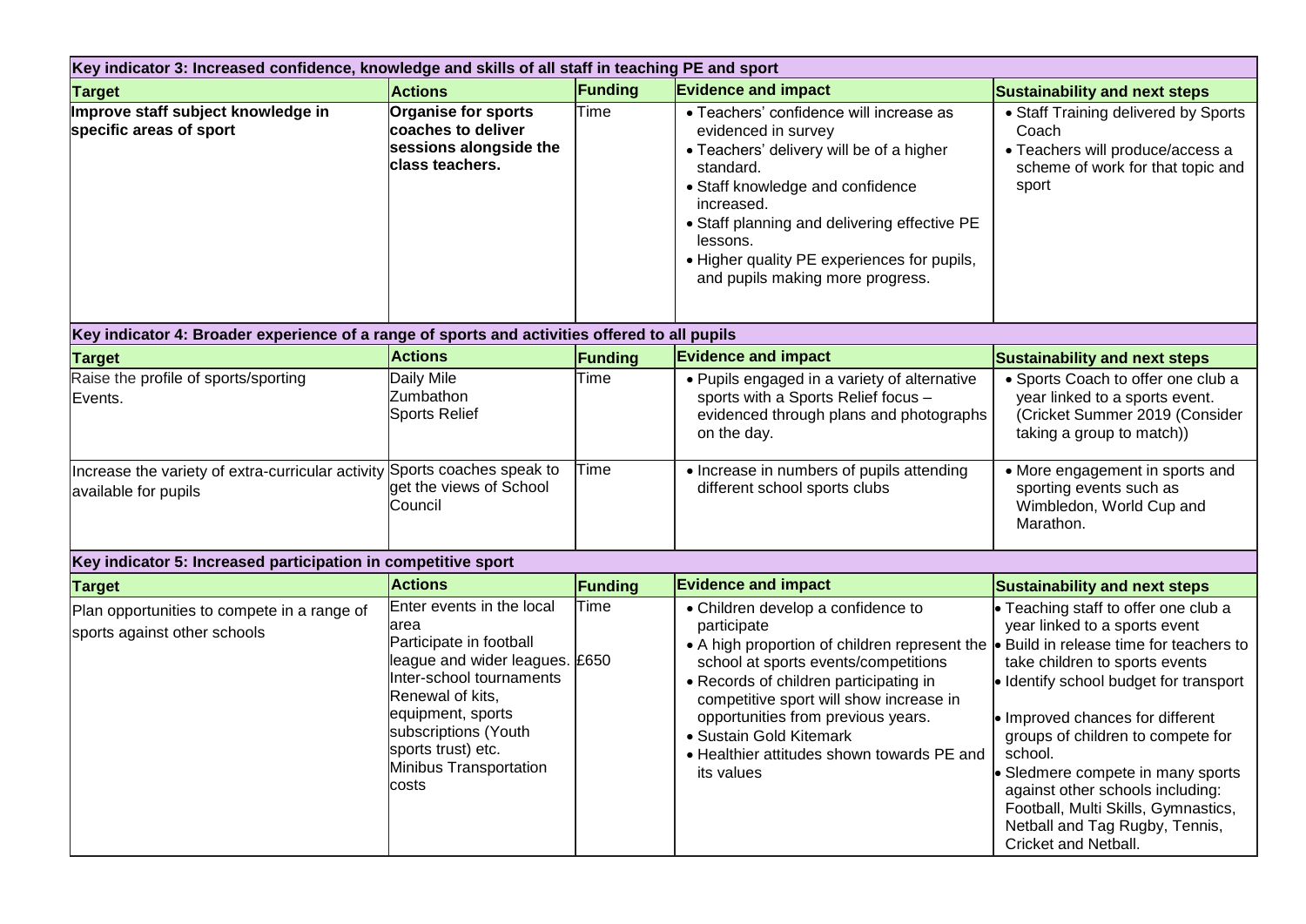| Key indicator 3: Increased confidence, knowledge and skills of all staff in teaching PE and sport | | | | |
|---|---|---|---|---|
| **Target** | **Actions** | **Funding** | **Evidence and impact** | **Sustainability and next steps** |
| **Improve staff subject knowledge in specific areas of sport** | **Organise for sports coaches to deliver sessions alongside the class teachers.** | Time | • Teachers' confidence will increase as evidenced in survey<br>• Teachers' delivery will be of a higher standard.<br>• Staff knowledge and confidence increased.<br>• Staff planning and delivering effective PE lessons.<br>• Higher quality PE experiences for pupils, and pupils making more progress. | • Staff Training delivered by Sports Coach<br>• Teachers will produce/access a scheme of work for that topic and sport |

| Key indicator 4: Broader experience of a range of sports and activities offered to all pupils | | | | |
|---|---|---|---|---|
| **Target** | **Actions** | **Funding** | **Evidence and impact** | **Sustainability and next steps** |
| Raise the profile of sports/sporting Events. | Daily Mile<br>Zumbathon<br>Sports Relief | Time | • Pupils engaged in a variety of alternative sports with a Sports Relief focus – evidenced through plans and photographs on the day. | • Sports Coach to offer one club a year linked to a sports event. (Cricket Summer 2019 (Consider taking a group to match)) |
| Increase the variety of extra-curricular activity available for pupils | Sports coaches speak to get the views of School Council | Time | • Increase in numbers of pupils attending different school sports clubs | • More engagement in sports and sporting events such as Wimbledon, World Cup and Marathon. |

| Key indicator 5: Increased participation in competitive sport | | | | |
|---|---|---|---|---|
| **Target** | **Actions** | **Funding** | **Evidence and impact** | **Sustainability and next steps** |
| Plan opportunities to compete in a range of sports against other schools | Enter events in the local area<br>Participate in football league and wider leagues.<br>Inter-school tournaments<br>Renewal of kits, equipment, sports subscriptions (Youth sports trust) etc.<br>Minibus Transportation costs | Time<br><br>£650 | • Children develop a confidence to participate<br>• A high proportion of children represent the school at sports events/competitions<br>• Records of children participating in competitive sport will show increase in opportunities from previous years.<br>• Sustain Gold Kitemark<br>• Healthier attitudes shown towards PE and its values | • Teaching staff to offer one club a year linked to a sports event<br>• Build in release time for teachers to take children to sports events<br>• Identify school budget for transport<br>• Improved chances for different groups of children to compete for school.<br>• Sledmere compete in many sports against other schools including: Football, Multi Skills, Gymnastics, Netball and Tag Rugby, Tennis, Cricket and Netball. |